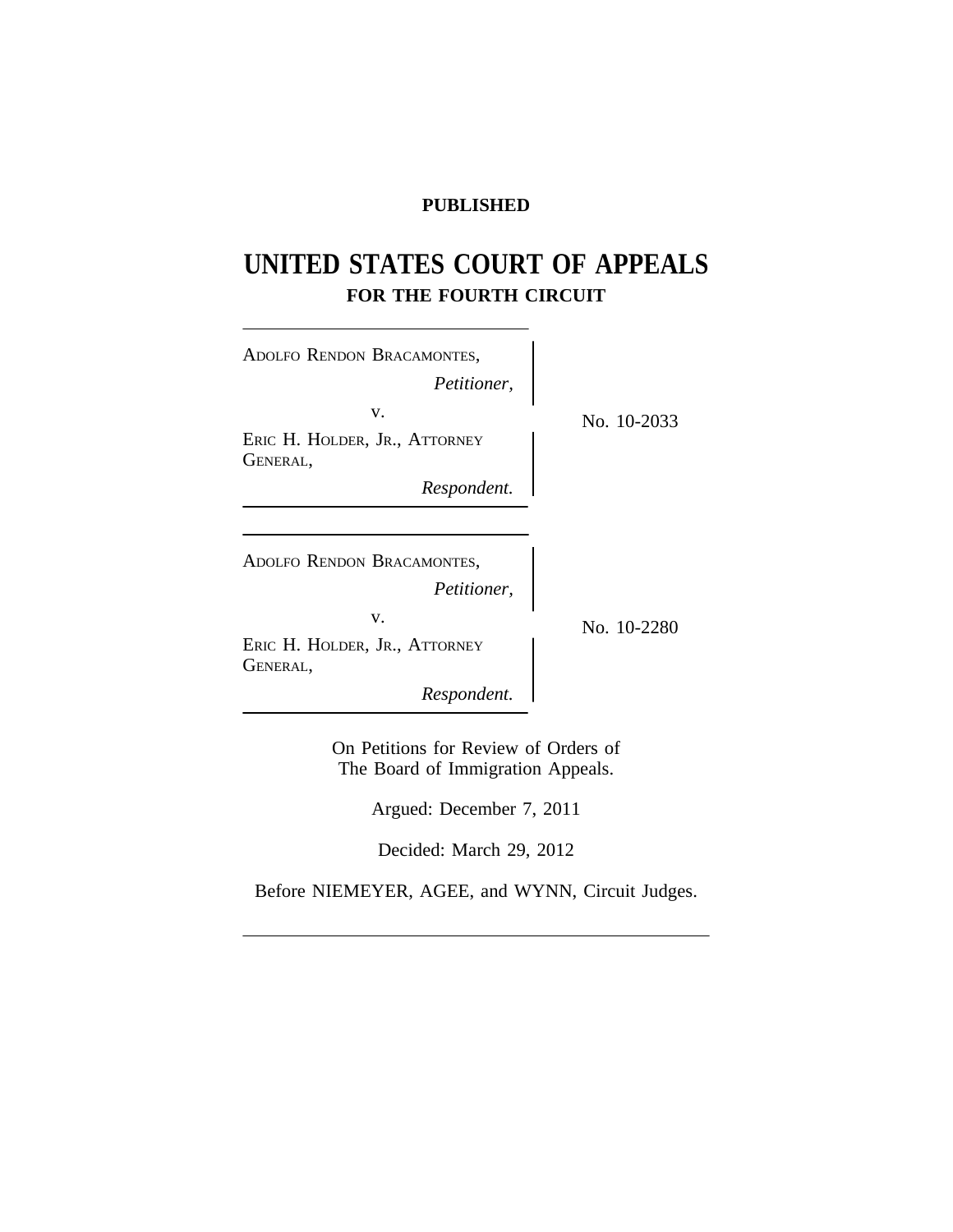**PUBLISHED**

# UNITED STATES COURT OF APPEALS
## FOR THE FOURTH CIRCUIT

ADOLFO RENDON BRACAMONTES,
*Petitioner,*

v.

ERIC H. HOLDER, JR., ATTORNEY GENERAL,
*Respondent.*

No. 10-2033

ADOLFO RENDON BRACAMONTES,
*Petitioner,*

v.

ERIC H. HOLDER, JR., ATTORNEY GENERAL,
*Respondent.*

No. 10-2280

On Petitions for Review of Orders of
The Board of Immigration Appeals.

Argued: December 7, 2011

Decided: March 29, 2012

Before NIEMEYER, AGEE, and WYNN, Circuit Judges.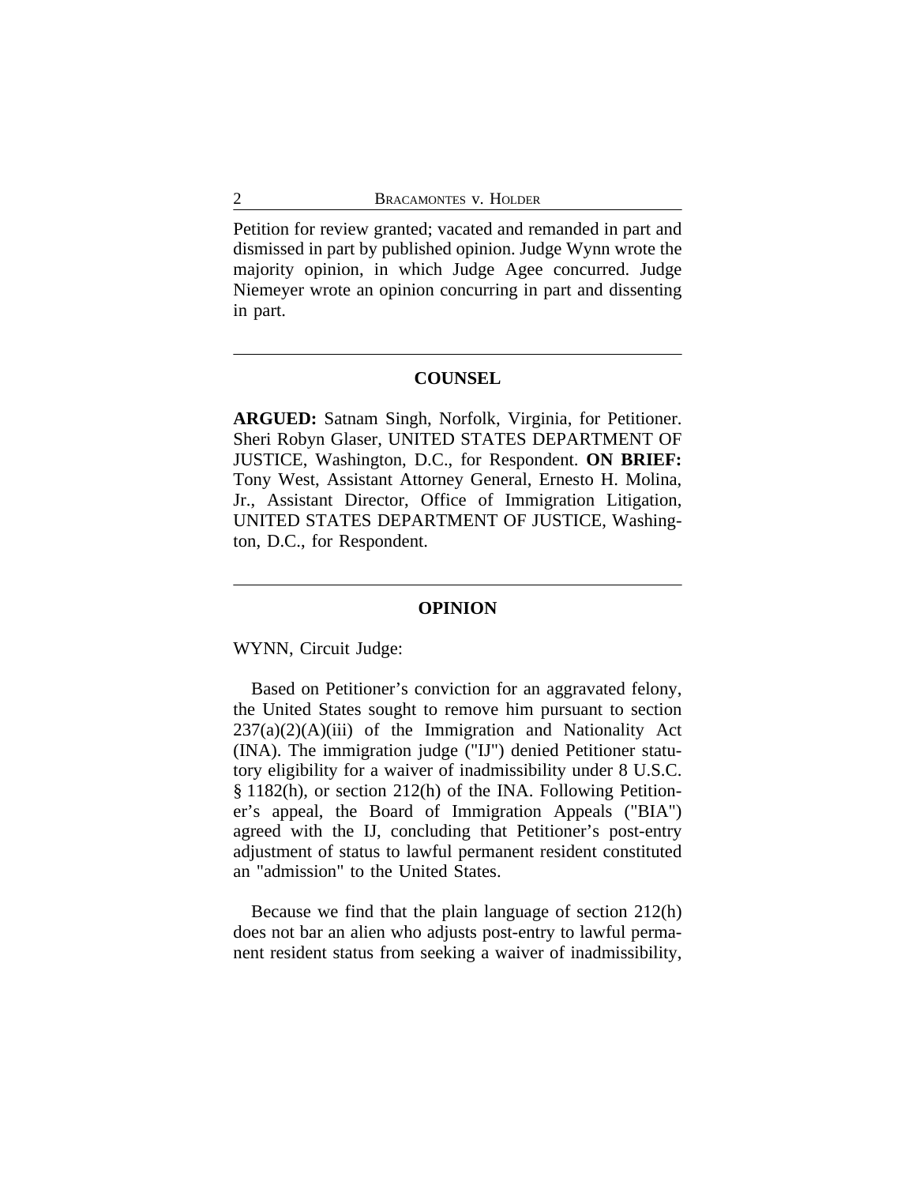Petition for review granted; vacated and remanded in part and dismissed in part by published opinion. Judge Wynn wrote the majority opinion, in which Judge Agee concurred. Judge Niemeyer wrote an opinion concurring in part and dissenting in part.

---

## COUNSEL

**ARGUED:** Satnam Singh, Norfolk, Virginia, for Petitioner. Sheri Robyn Glaser, UNITED STATES DEPARTMENT OF JUSTICE, Washington, D.C., for Respondent. **ON BRIEF:** Tony West, Assistant Attorney General, Ernesto H. Molina, Jr., Assistant Director, Office of Immigration Litigation, UNITED STATES DEPARTMENT OF JUSTICE, Washington, D.C., for Respondent.

---

## OPINION

WYNN, Circuit Judge:

Based on Petitioner's conviction for an aggravated felony, the United States sought to remove him pursuant to section 237(a)(2)(A)(iii) of the Immigration and Nationality Act (INA). The immigration judge ("IJ") denied Petitioner statutory eligibility for a waiver of inadmissibility under 8 U.S.C. § 1182(h), or section 212(h) of the INA. Following Petitioner's appeal, the Board of Immigration Appeals ("BIA") agreed with the IJ, concluding that Petitioner's post-entry adjustment of status to lawful permanent resident constituted an "admission" to the United States.

Because we find that the plain language of section 212(h) does not bar an alien who adjusts post-entry to lawful permanent resident status from seeking a waiver of inadmissibility,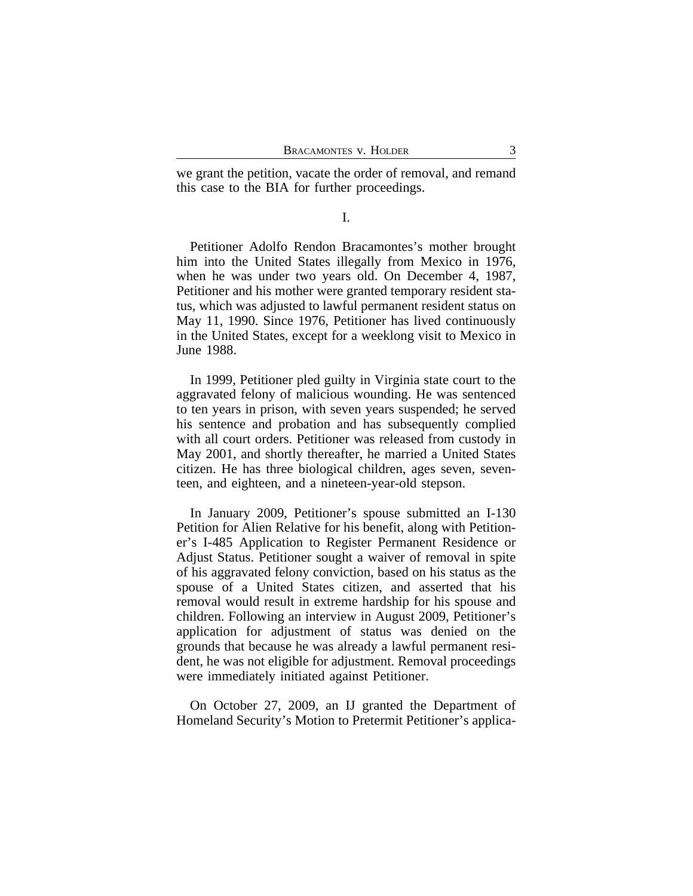we grant the petition, vacate the order of removal, and remand this case to the BIA for further proceedings.

I.

Petitioner Adolfo Rendon Bracamontes's mother brought him into the United States illegally from Mexico in 1976, when he was under two years old. On December 4, 1987, Petitioner and his mother were granted temporary resident status, which was adjusted to lawful permanent resident status on May 11, 1990. Since 1976, Petitioner has lived continuously in the United States, except for a weeklong visit to Mexico in June 1988.

In 1999, Petitioner pled guilty in Virginia state court to the aggravated felony of malicious wounding. He was sentenced to ten years in prison, with seven years suspended; he served his sentence and probation and has subsequently complied with all court orders. Petitioner was released from custody in May 2001, and shortly thereafter, he married a United States citizen. He has three biological children, ages seven, seventeen, and eighteen, and a nineteen-year-old stepson.

In January 2009, Petitioner's spouse submitted an I-130 Petition for Alien Relative for his benefit, along with Petitioner's I-485 Application to Register Permanent Residence or Adjust Status. Petitioner sought a waiver of removal in spite of his aggravated felony conviction, based on his status as the spouse of a United States citizen, and asserted that his removal would result in extreme hardship for his spouse and children. Following an interview in August 2009, Petitioner's application for adjustment of status was denied on the grounds that because he was already a lawful permanent resident, he was not eligible for adjustment. Removal proceedings were immediately initiated against Petitioner.

On October 27, 2009, an IJ granted the Department of Homeland Security's Motion to Pretermit Petitioner's applica-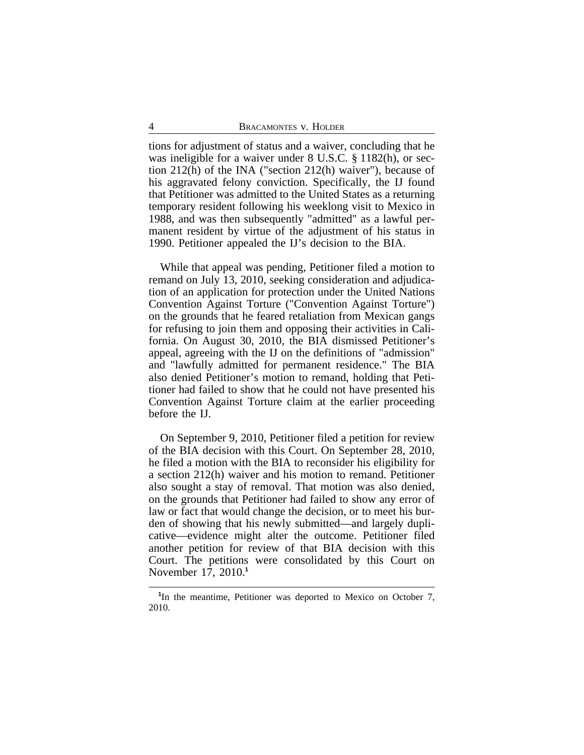tions for adjustment of status and a waiver, concluding that he was ineligible for a waiver under 8 U.S.C. § 1182(h), or section 212(h) of the INA ("section 212(h) waiver"), because of his aggravated felony conviction. Specifically, the IJ found that Petitioner was admitted to the United States as a returning temporary resident following his weeklong visit to Mexico in 1988, and was then subsequently "admitted" as a lawful permanent resident by virtue of the adjustment of his status in 1990. Petitioner appealed the IJ's decision to the BIA.

While that appeal was pending, Petitioner filed a motion to remand on July 13, 2010, seeking consideration and adjudication of an application for protection under the United Nations Convention Against Torture ("Convention Against Torture") on the grounds that he feared retaliation from Mexican gangs for refusing to join them and opposing their activities in California. On August 30, 2010, the BIA dismissed Petitioner's appeal, agreeing with the IJ on the definitions of "admission" and "lawfully admitted for permanent residence." The BIA also denied Petitioner's motion to remand, holding that Petitioner had failed to show that he could not have presented his Convention Against Torture claim at the earlier proceeding before the IJ.

On September 9, 2010, Petitioner filed a petition for review of the BIA decision with this Court. On September 28, 2010, he filed a motion with the BIA to reconsider his eligibility for a section 212(h) waiver and his motion to remand. Petitioner also sought a stay of removal. That motion was also denied, on the grounds that Petitioner had failed to show any error of law or fact that would change the decision, or to meet his burden of showing that his newly submitted—and largely duplicative—evidence might alter the outcome. Petitioner filed another petition for review of that BIA decision with this Court. The petitions were consolidated by this Court on November 17, 2010.[1]

[1]In the meantime, Petitioner was deported to Mexico on October 7, 2010.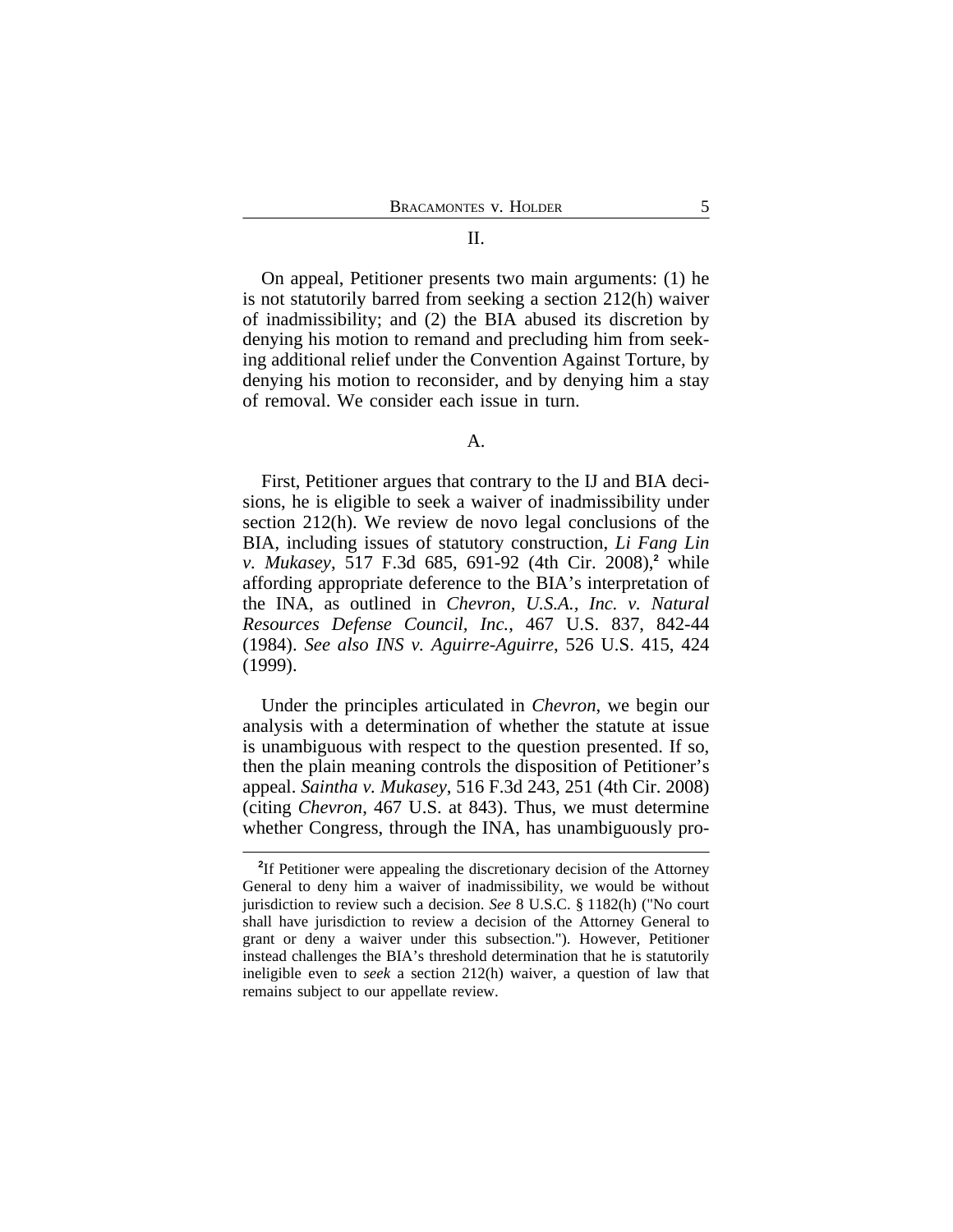## II.

On appeal, Petitioner presents two main arguments: (1) he is not statutorily barred from seeking a section 212(h) waiver of inadmissibility; and (2) the BIA abused its discretion by denying his motion to remand and precluding him from seeking additional relief under the Convention Against Torture, by denying his motion to reconsider, and by denying him a stay of removal. We consider each issue in turn.

### A.

First, Petitioner argues that contrary to the IJ and BIA decisions, he is eligible to seek a waiver of inadmissibility under section 212(h). We review de novo legal conclusions of the BIA, including issues of statutory construction, *Li Fang Lin v. Mukasey*, 517 F.3d 685, 691-92 (4th Cir. 2008),[2] while affording appropriate deference to the BIA's interpretation of the INA, as outlined in *Chevron, U.S.A., Inc. v. Natural Resources Defense Council, Inc.*, 467 U.S. 837, 842-44 (1984). *See also INS v. Aguirre-Aguirre*, 526 U.S. 415, 424 (1999).

Under the principles articulated in *Chevron*, we begin our analysis with a determination of whether the statute at issue is unambiguous with respect to the question presented. If so, then the plain meaning controls the disposition of Petitioner's appeal. *Saintha v. Mukasey*, 516 F.3d 243, 251 (4th Cir. 2008) (citing *Chevron*, 467 U.S. at 843). Thus, we must determine whether Congress, through the INA, has unambiguously pro-

[2]If Petitioner were appealing the discretionary decision of the Attorney General to deny him a waiver of inadmissibility, we would be without jurisdiction to review such a decision. *See* 8 U.S.C. § 1182(h) ("No court shall have jurisdiction to review a decision of the Attorney General to grant or deny a waiver under this subsection."). However, Petitioner instead challenges the BIA's threshold determination that he is statutorily ineligible even to *seek* a section 212(h) waiver, a question of law that remains subject to our appellate review.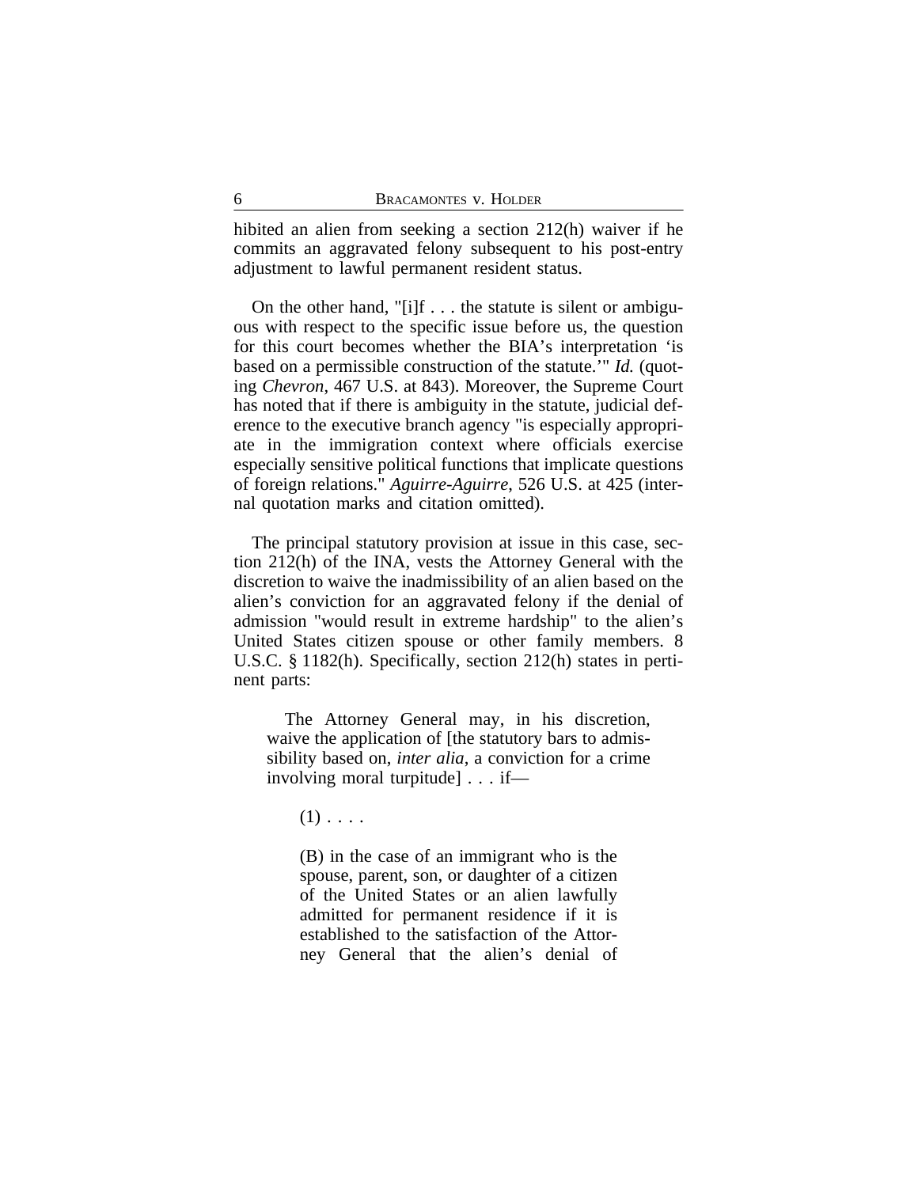hibited an alien from seeking a section 212(h) waiver if he commits an aggravated felony subsequent to his post-entry adjustment to lawful permanent resident status.

On the other hand, "[i]f . . . the statute is silent or ambiguous with respect to the specific issue before us, the question for this court becomes whether the BIA's interpretation 'is based on a permissible construction of the statute.'" *Id.* (quoting *Chevron*, 467 U.S. at 843). Moreover, the Supreme Court has noted that if there is ambiguity in the statute, judicial deference to the executive branch agency "is especially appropriate in the immigration context where officials exercise especially sensitive political functions that implicate questions of foreign relations." *Aguirre-Aguirre*, 526 U.S. at 425 (internal quotation marks and citation omitted).

The principal statutory provision at issue in this case, section 212(h) of the INA, vests the Attorney General with the discretion to waive the inadmissibility of an alien based on the alien's conviction for an aggravated felony if the denial of admission "would result in extreme hardship" to the alien's United States citizen spouse or other family members. 8 U.S.C. § 1182(h). Specifically, section 212(h) states in pertinent parts:

> The Attorney General may, in his discretion, waive the application of [the statutory bars to admissibility based on, *inter alia*, a conviction for a crime involving moral turpitude] . . . if—
>
> > (1) . . . .
> >
> > (B) in the case of an immigrant who is the spouse, parent, son, or daughter of a citizen of the United States or an alien lawfully admitted for permanent residence if it is established to the satisfaction of the Attorney General that the alien's denial of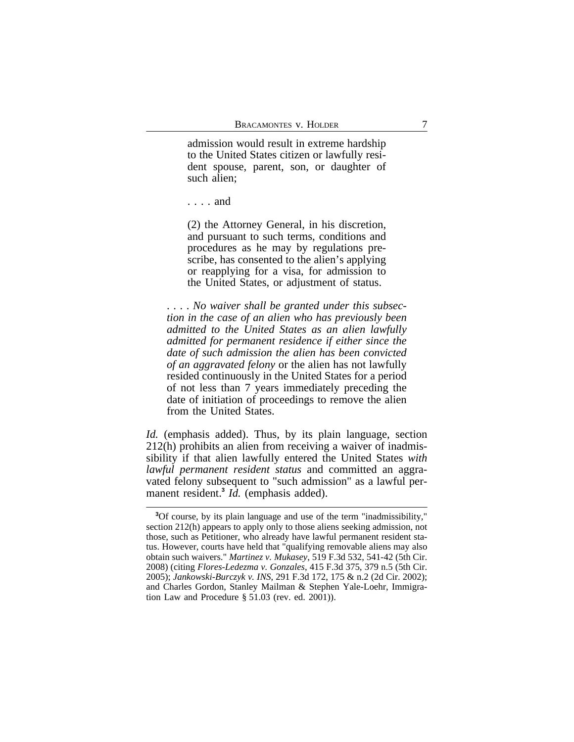> admission would result in extreme hardship to the United States citizen or lawfully resident spouse, parent, son, or daughter of such alien;
>
> . . . . and
>
> (2) the Attorney General, in his discretion, and pursuant to such terms, conditions and procedures as he may by regulations prescribe, has consented to the alien's applying or reapplying for a visa, for admission to the United States, or adjustment of status.

> . . . . *No waiver shall be granted under this subsection in the case of an alien who has previously been admitted to the United States as an alien lawfully admitted for permanent residence if either since the date of such admission the alien has been convicted of an aggravated felony* or the alien has not lawfully resided continuously in the United States for a period of not less than 7 years immediately preceding the date of initiation of proceedings to remove the alien from the United States.

*Id.* (emphasis added). Thus, by its plain language, section 212(h) prohibits an alien from receiving a waiver of inadmissibility if that alien lawfully entered the United States *with lawful permanent resident status* and committed an aggravated felony subsequent to "such admission" as a lawful permanent resident.[3] *Id.* (emphasis added).

---

[3]Of course, by its plain language and use of the term "inadmissibility," section 212(h) appears to apply only to those aliens seeking admission, not those, such as Petitioner, who already have lawful permanent resident status. However, courts have held that "qualifying removable aliens may also obtain such waivers." *Martinez v. Mukasey*, 519 F.3d 532, 541-42 (5th Cir. 2008) (citing *Flores-Ledezma v. Gonzales*, 415 F.3d 375, 379 n.5 (5th Cir. 2005); *Jankowski-Burczyk v. INS*, 291 F.3d 172, 175 & n.2 (2d Cir. 2002); and Charles Gordon, Stanley Mailman & Stephen Yale-Loehr, Immigration Law and Procedure § 51.03 (rev. ed. 2001)).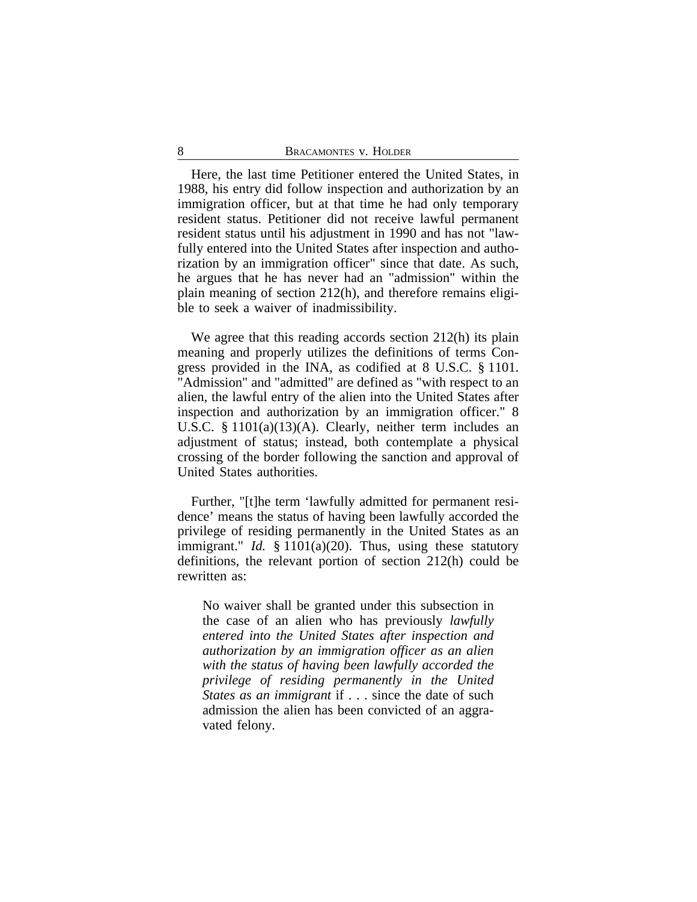Here, the last time Petitioner entered the United States, in 1988, his entry did follow inspection and authorization by an immigration officer, but at that time he had only temporary resident status. Petitioner did not receive lawful permanent resident status until his adjustment in 1990 and has not "lawfully entered into the United States after inspection and authorization by an immigration officer" since that date. As such, he argues that he has never had an "admission" within the plain meaning of section 212(h), and therefore remains eligible to seek a waiver of inadmissibility.

We agree that this reading accords section 212(h) its plain meaning and properly utilizes the definitions of terms Congress provided in the INA, as codified at 8 U.S.C. § 1101. "Admission" and "admitted" are defined as "with respect to an alien, the lawful entry of the alien into the United States after inspection and authorization by an immigration officer." 8 U.S.C. § 1101(a)(13)(A). Clearly, neither term includes an adjustment of status; instead, both contemplate a physical crossing of the border following the sanction and approval of United States authorities.

Further, "[t]he term 'lawfully admitted for permanent residence' means the status of having been lawfully accorded the privilege of residing permanently in the United States as an immigrant." *Id.* § 1101(a)(20). Thus, using these statutory definitions, the relevant portion of section 212(h) could be rewritten as:

> No waiver shall be granted under this subsection in the case of an alien who has previously *lawfully entered into the United States after inspection and authorization by an immigration officer as an alien with the status of having been lawfully accorded the privilege of residing permanently in the United States as an immigrant* if . . . since the date of such admission the alien has been convicted of an aggravated felony.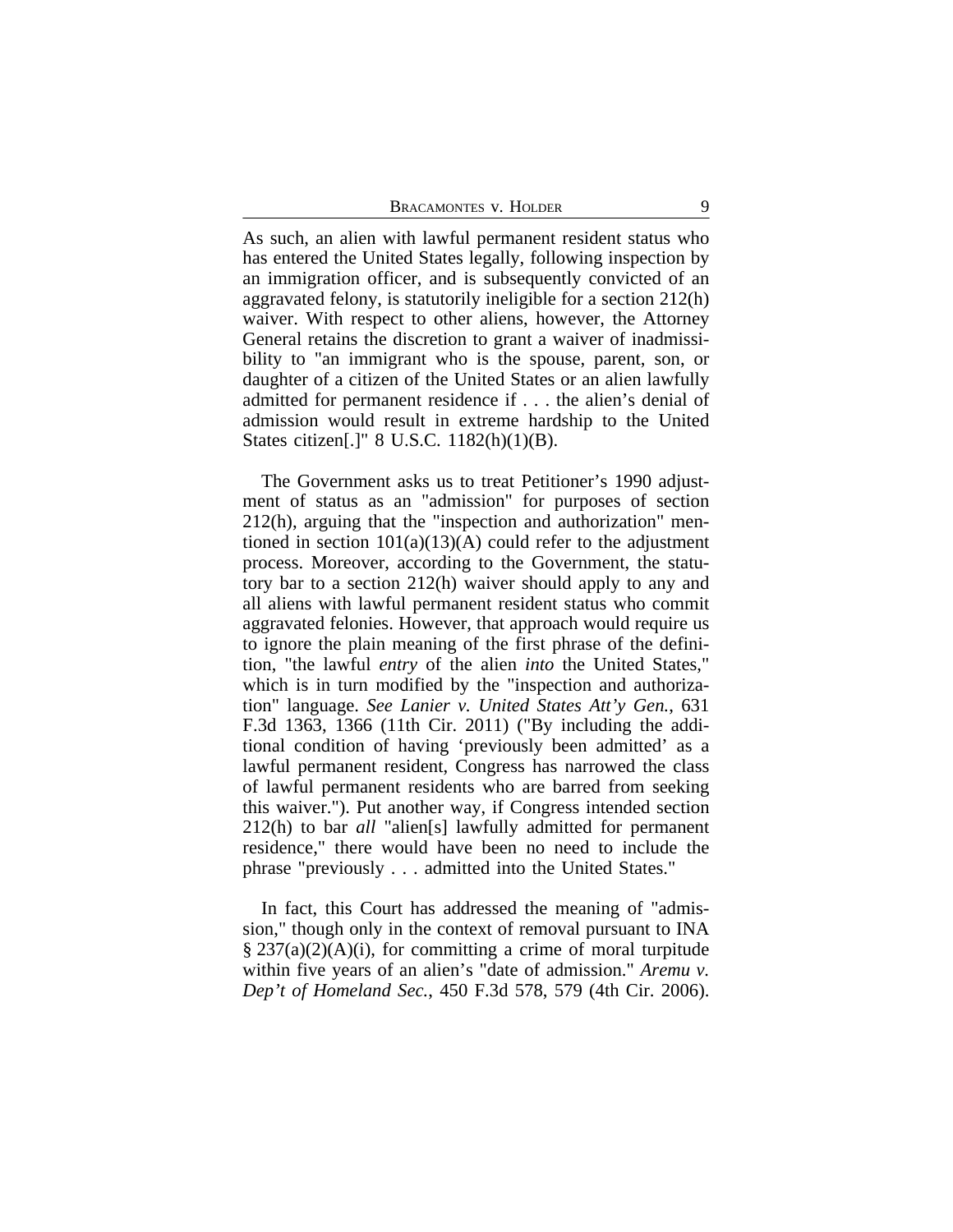As such, an alien with lawful permanent resident status who has entered the United States legally, following inspection by an immigration officer, and is subsequently convicted of an aggravated felony, is statutorily ineligible for a section 212(h) waiver. With respect to other aliens, however, the Attorney General retains the discretion to grant a waiver of inadmissibility to "an immigrant who is the spouse, parent, son, or daughter of a citizen of the United States or an alien lawfully admitted for permanent residence if . . . the alien's denial of admission would result in extreme hardship to the United States citizen[.]" 8 U.S.C. 1182(h)(1)(B).

The Government asks us to treat Petitioner's 1990 adjustment of status as an "admission" for purposes of section 212(h), arguing that the "inspection and authorization" mentioned in section 101(a)(13)(A) could refer to the adjustment process. Moreover, according to the Government, the statutory bar to a section 212(h) waiver should apply to any and all aliens with lawful permanent resident status who commit aggravated felonies. However, that approach would require us to ignore the plain meaning of the first phrase of the definition, "the lawful *entry* of the alien *into* the United States," which is in turn modified by the "inspection and authorization" language. *See Lanier v. United States Att'y Gen.*, 631 F.3d 1363, 1366 (11th Cir. 2011) ("By including the additional condition of having 'previously been admitted' as a lawful permanent resident, Congress has narrowed the class of lawful permanent residents who are barred from seeking this waiver."). Put another way, if Congress intended section 212(h) to bar *all* "alien[s] lawfully admitted for permanent residence," there would have been no need to include the phrase "previously . . . admitted into the United States."

In fact, this Court has addressed the meaning of "admission," though only in the context of removal pursuant to INA § 237(a)(2)(A)(i), for committing a crime of moral turpitude within five years of an alien's "date of admission." *Aremu v. Dep't of Homeland Sec.*, 450 F.3d 578, 579 (4th Cir. 2006).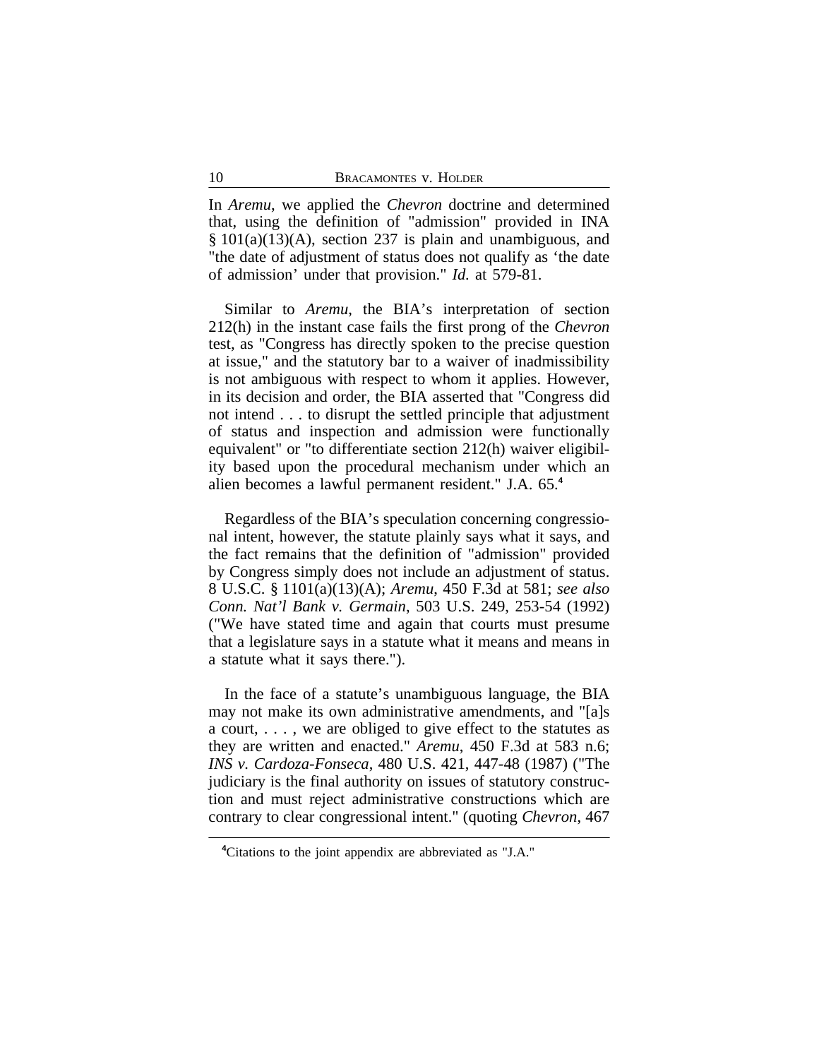In *Aremu*, we applied the *Chevron* doctrine and determined that, using the definition of "admission" provided in INA § 101(a)(13)(A), section 237 is plain and unambiguous, and "the date of adjustment of status does not qualify as 'the date of admission' under that provision." *Id.* at 579-81.

Similar to *Aremu*, the BIA's interpretation of section 212(h) in the instant case fails the first prong of the *Chevron* test, as "Congress has directly spoken to the precise question at issue," and the statutory bar to a waiver of inadmissibility is not ambiguous with respect to whom it applies. However, in its decision and order, the BIA asserted that "Congress did not intend . . . to disrupt the settled principle that adjustment of status and inspection and admission were functionally equivalent" or "to differentiate section 212(h) waiver eligibility based upon the procedural mechanism under which an alien becomes a lawful permanent resident." J.A. 65.[4]

Regardless of the BIA's speculation concerning congressional intent, however, the statute plainly says what it says, and the fact remains that the definition of "admission" provided by Congress simply does not include an adjustment of status. 8 U.S.C. § 1101(a)(13)(A); *Aremu*, 450 F.3d at 581; *see also Conn. Nat'l Bank v. Germain*, 503 U.S. 249, 253-54 (1992) ("We have stated time and again that courts must presume that a legislature says in a statute what it means and means in a statute what it says there.").

In the face of a statute's unambiguous language, the BIA may not make its own administrative amendments, and "[a]s a court, . . . , we are obliged to give effect to the statutes as they are written and enacted." *Aremu*, 450 F.3d at 583 n.6; *INS v. Cardoza-Fonseca*, 480 U.S. 421, 447-48 (1987) ("The judiciary is the final authority on issues of statutory construction and must reject administrative constructions which are contrary to clear congressional intent." (quoting *Chevron*, 467

---

[4]Citations to the joint appendix are abbreviated as "J.A."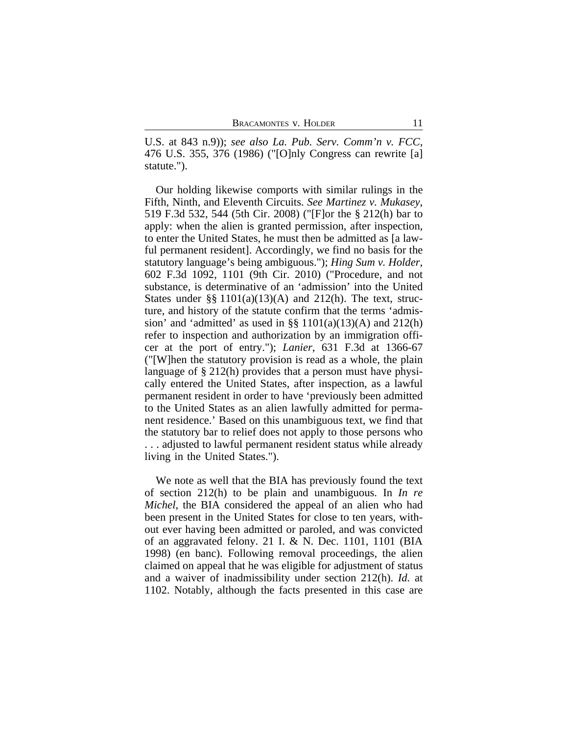U.S. at 843 n.9)); *see also La. Pub. Serv. Comm'n v. FCC*, 476 U.S. 355, 376 (1986) ("[O]nly Congress can rewrite [a] statute.").

Our holding likewise comports with similar rulings in the Fifth, Ninth, and Eleventh Circuits. *See Martinez v. Mukasey*, 519 F.3d 532, 544 (5th Cir. 2008) ("[F]or the § 212(h) bar to apply: when the alien is granted permission, after inspection, to enter the United States, he must then be admitted as [a lawful permanent resident]. Accordingly, we find no basis for the statutory language's being ambiguous."); *Hing Sum v. Holder*, 602 F.3d 1092, 1101 (9th Cir. 2010) ("Procedure, and not substance, is determinative of an 'admission' into the United States under §§ 1101(a)(13)(A) and 212(h). The text, structure, and history of the statute confirm that the terms 'admission' and 'admitted' as used in §§ 1101(a)(13)(A) and 212(h) refer to inspection and authorization by an immigration officer at the port of entry."); *Lanier*, 631 F.3d at 1366-67 ("[W]hen the statutory provision is read as a whole, the plain language of § 212(h) provides that a person must have physically entered the United States, after inspection, as a lawful permanent resident in order to have 'previously been admitted to the United States as an alien lawfully admitted for permanent residence.' Based on this unambiguous text, we find that the statutory bar to relief does not apply to those persons who . . . adjusted to lawful permanent resident status while already living in the United States.").

We note as well that the BIA has previously found the text of section 212(h) to be plain and unambiguous. In *In re Michel*, the BIA considered the appeal of an alien who had been present in the United States for close to ten years, without ever having been admitted or paroled, and was convicted of an aggravated felony. 21 I. & N. Dec. 1101, 1101 (BIA 1998) (en banc). Following removal proceedings, the alien claimed on appeal that he was eligible for adjustment of status and a waiver of inadmissibility under section 212(h). *Id.* at 1102. Notably, although the facts presented in this case are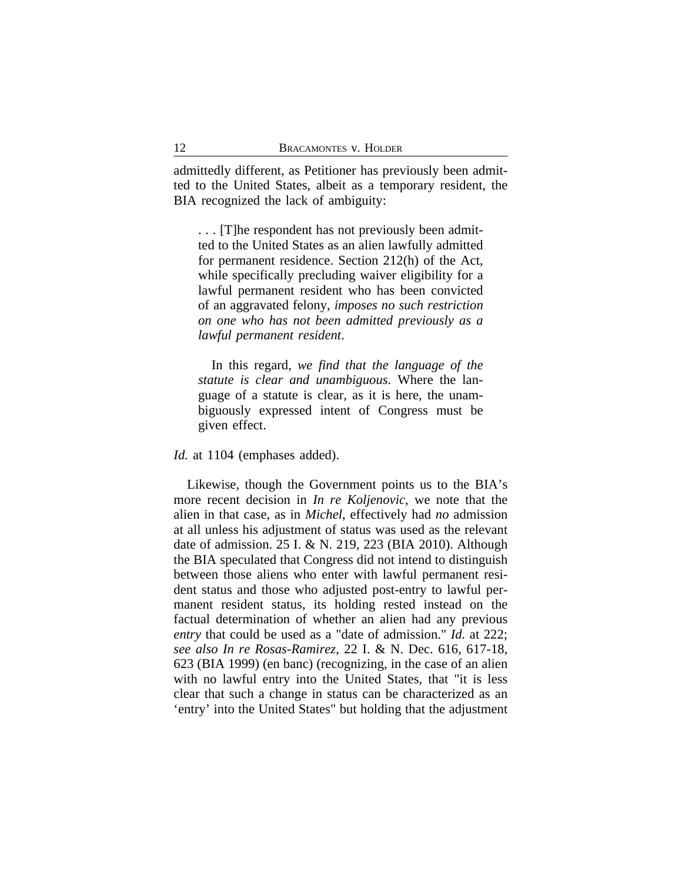admittedly different, as Petitioner has previously been admitted to the United States, albeit as a temporary resident, the BIA recognized the lack of ambiguity:

> . . . [T]he respondent has not previously been admitted to the United States as an alien lawfully admitted for permanent residence. Section 212(h) of the Act, while specifically precluding waiver eligibility for a lawful permanent resident who has been convicted of an aggravated felony, *imposes no such restriction on one who has not been admitted previously as a lawful permanent resident*.
>
> In this regard, *we find that the language of the statute is clear and unambiguous*. Where the language of a statute is clear, as it is here, the unambiguously expressed intent of Congress must be given effect.

*Id.* at 1104 (emphases added).

Likewise, though the Government points us to the BIA's more recent decision in *In re Koljenovic*, we note that the alien in that case, as in *Michel*, effectively had *no* admission at all unless his adjustment of status was used as the relevant date of admission. 25 I. & N. 219, 223 (BIA 2010). Although the BIA speculated that Congress did not intend to distinguish between those aliens who enter with lawful permanent resident status and those who adjusted post-entry to lawful permanent resident status, its holding rested instead on the factual determination of whether an alien had any previous *entry* that could be used as a "date of admission." *Id.* at 222; *see also In re Rosas-Ramirez*, 22 I. & N. Dec. 616, 617-18, 623 (BIA 1999) (en banc) (recognizing, in the case of an alien with no lawful entry into the United States, that "it is less clear that such a change in status can be characterized as an 'entry' into the United States" but holding that the adjustment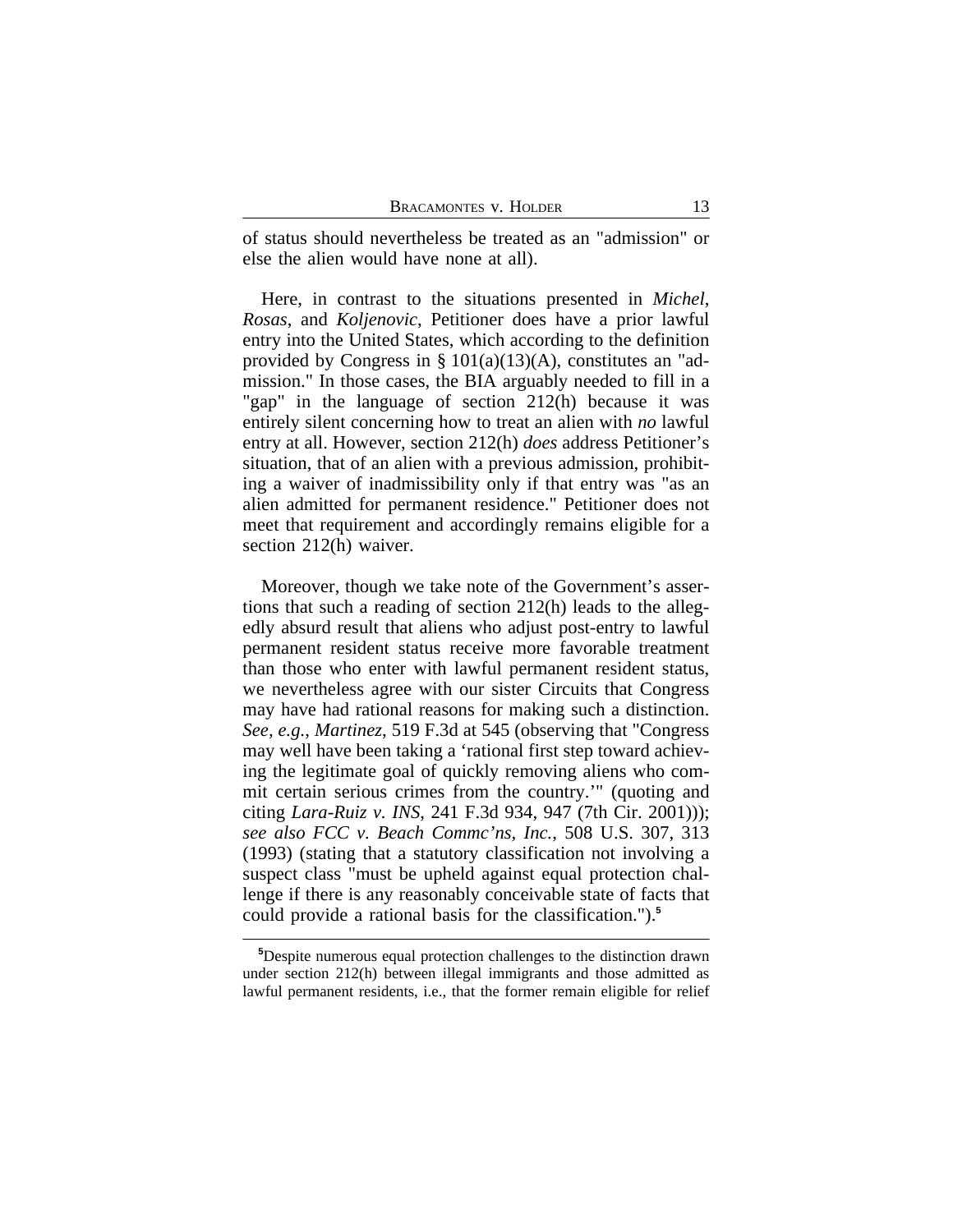of status should nevertheless be treated as an "admission" or else the alien would have none at all).

Here, in contrast to the situations presented in *Michel*, *Rosas*, and *Koljenovic*, Petitioner does have a prior lawful entry into the United States, which according to the definition provided by Congress in § 101(a)(13)(A), constitutes an "admission." In those cases, the BIA arguably needed to fill in a "gap" in the language of section 212(h) because it was entirely silent concerning how to treat an alien with *no* lawful entry at all. However, section 212(h) *does* address Petitioner's situation, that of an alien with a previous admission, prohibiting a waiver of inadmissibility only if that entry was "as an alien admitted for permanent residence." Petitioner does not meet that requirement and accordingly remains eligible for a section 212(h) waiver.

Moreover, though we take note of the Government's assertions that such a reading of section 212(h) leads to the allegedly absurd result that aliens who adjust post-entry to lawful permanent resident status receive more favorable treatment than those who enter with lawful permanent resident status, we nevertheless agree with our sister Circuits that Congress may have had rational reasons for making such a distinction. *See, e.g.*, *Martinez*, 519 F.3d at 545 (observing that "Congress may well have been taking a 'rational first step toward achieving the legitimate goal of quickly removing aliens who commit certain serious crimes from the country.'" (quoting and citing *Lara-Ruiz v. INS*, 241 F.3d 934, 947 (7th Cir. 2001))); *see also FCC v. Beach Commc'ns, Inc.*, 508 U.S. 307, 313 (1993) (stating that a statutory classification not involving a suspect class "must be upheld against equal protection challenge if there is any reasonably conceivable state of facts that could provide a rational basis for the classification.").[5]

---

[5]Despite numerous equal protection challenges to the distinction drawn under section 212(h) between illegal immigrants and those admitted as lawful permanent residents, i.e., that the former remain eligible for relief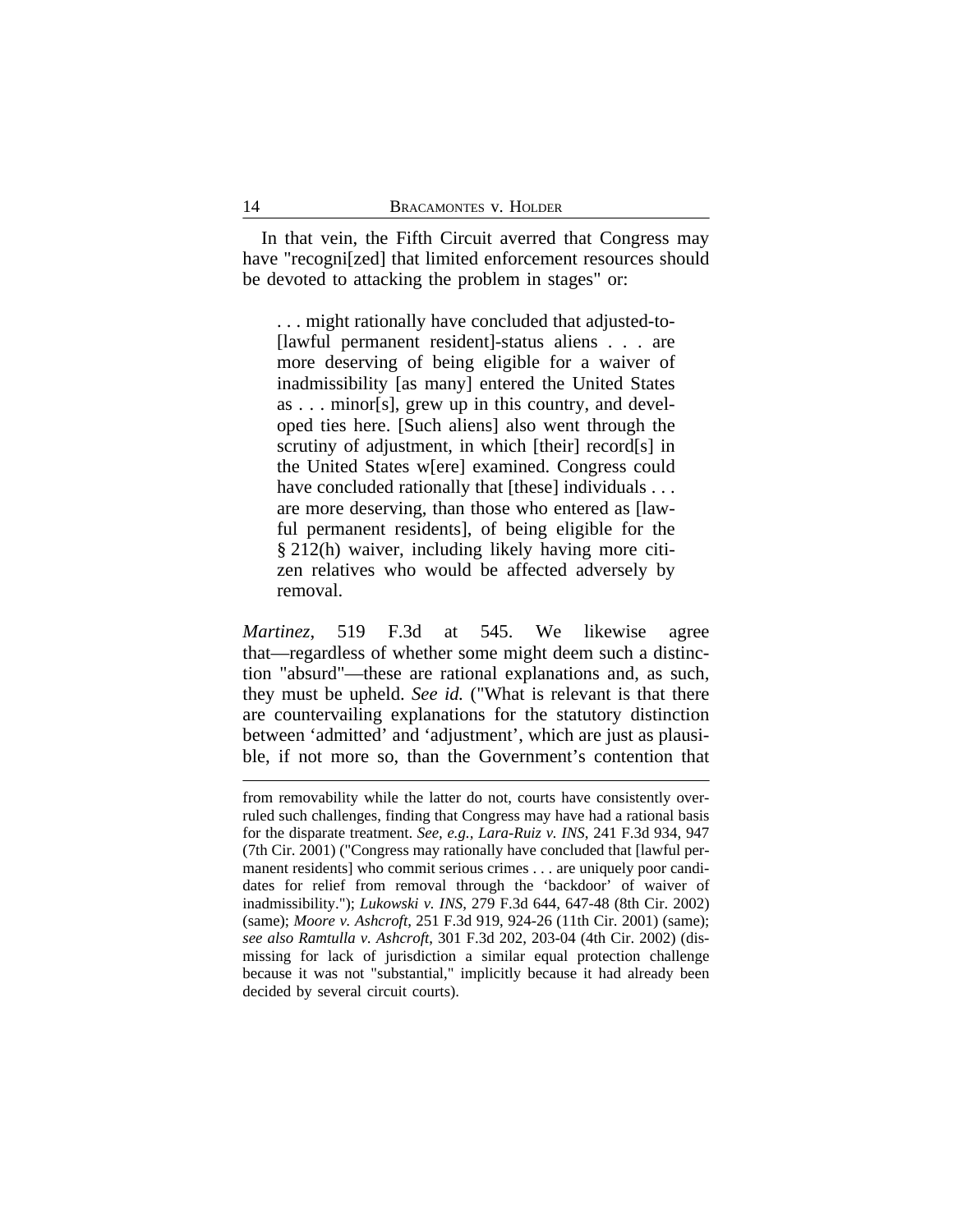In that vein, the Fifth Circuit averred that Congress may have "recogni[zed] that limited enforcement resources should be devoted to attacking the problem in stages" or:

> . . . might rationally have concluded that adjusted-to-[lawful permanent resident]-status aliens . . . are more deserving of being eligible for a waiver of inadmissibility [as many] entered the United States as . . . minor[s], grew up in this country, and developed ties here. [Such aliens] also went through the scrutiny of adjustment, in which [their] record[s] in the United States w[ere] examined. Congress could have concluded rationally that [these] individuals . . . are more deserving, than those who entered as [lawful permanent residents], of being eligible for the § 212(h) waiver, including likely having more citizen relatives who would be affected adversely by removal.

*Martinez*, 519 F.3d at 545. We likewise agree that—regardless of whether some might deem such a distinction "absurd"—these are rational explanations and, as such, they must be upheld. *See id.* ("What is relevant is that there are countervailing explanations for the statutory distinction between 'admitted' and 'adjustment', which are just as plausible, if not more so, than the Government's contention that

---

from removability while the latter do not, courts have consistently overruled such challenges, finding that Congress may have had a rational basis for the disparate treatment. *See, e.g.*, *Lara-Ruiz v. INS*, 241 F.3d 934, 947 (7th Cir. 2001) ("Congress may rationally have concluded that [lawful permanent residents] who commit serious crimes . . . are uniquely poor candidates for relief from removal through the 'backdoor' of waiver of inadmissibility."); *Lukowski v. INS*, 279 F.3d 644, 647-48 (8th Cir. 2002) (same); *Moore v. Ashcroft*, 251 F.3d 919, 924-26 (11th Cir. 2001) (same); *see also Ramtulla v. Ashcroft*, 301 F.3d 202, 203-04 (4th Cir. 2002) (dismissing for lack of jurisdiction a similar equal protection challenge because it was not "substantial," implicitly because it had already been decided by several circuit courts).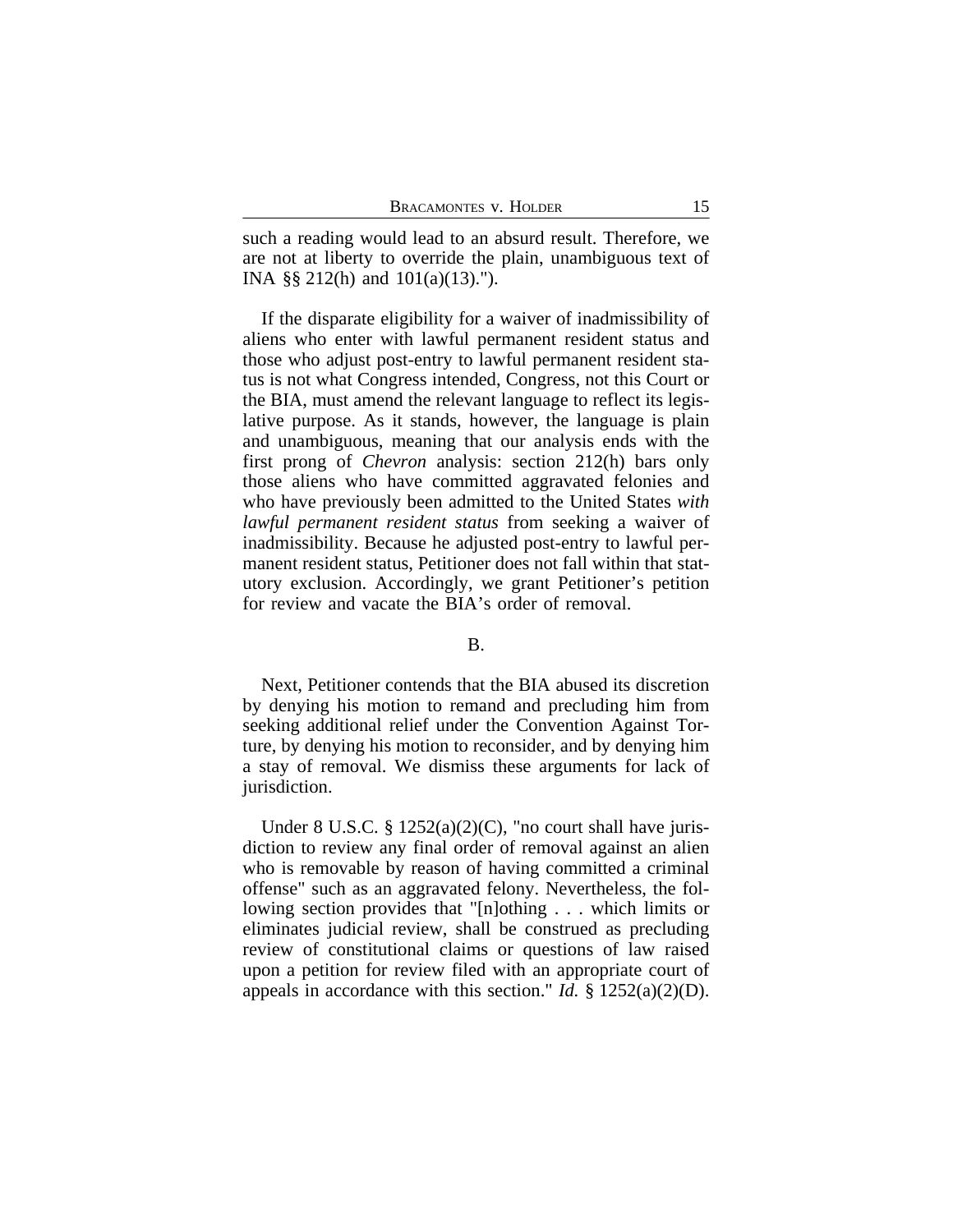such a reading would lead to an absurd result. Therefore, we are not at liberty to override the plain, unambiguous text of INA §§ 212(h) and 101(a)(13).").

If the disparate eligibility for a waiver of inadmissibility of aliens who enter with lawful permanent resident status and those who adjust post-entry to lawful permanent resident status is not what Congress intended, Congress, not this Court or the BIA, must amend the relevant language to reflect its legislative purpose. As it stands, however, the language is plain and unambiguous, meaning that our analysis ends with the first prong of *Chevron* analysis: section 212(h) bars only those aliens who have committed aggravated felonies and who have previously been admitted to the United States *with lawful permanent resident status* from seeking a waiver of inadmissibility. Because he adjusted post-entry to lawful permanent resident status, Petitioner does not fall within that statutory exclusion. Accordingly, we grant Petitioner's petition for review and vacate the BIA's order of removal.

B.

Next, Petitioner contends that the BIA abused its discretion by denying his motion to remand and precluding him from seeking additional relief under the Convention Against Torture, by denying his motion to reconsider, and by denying him a stay of removal. We dismiss these arguments for lack of jurisdiction.

Under 8 U.S.C. § 1252(a)(2)(C), "no court shall have jurisdiction to review any final order of removal against an alien who is removable by reason of having committed a criminal offense" such as an aggravated felony. Nevertheless, the following section provides that "[n]othing . . . which limits or eliminates judicial review, shall be construed as precluding review of constitutional claims or questions of law raised upon a petition for review filed with an appropriate court of appeals in accordance with this section." *Id.* § 1252(a)(2)(D).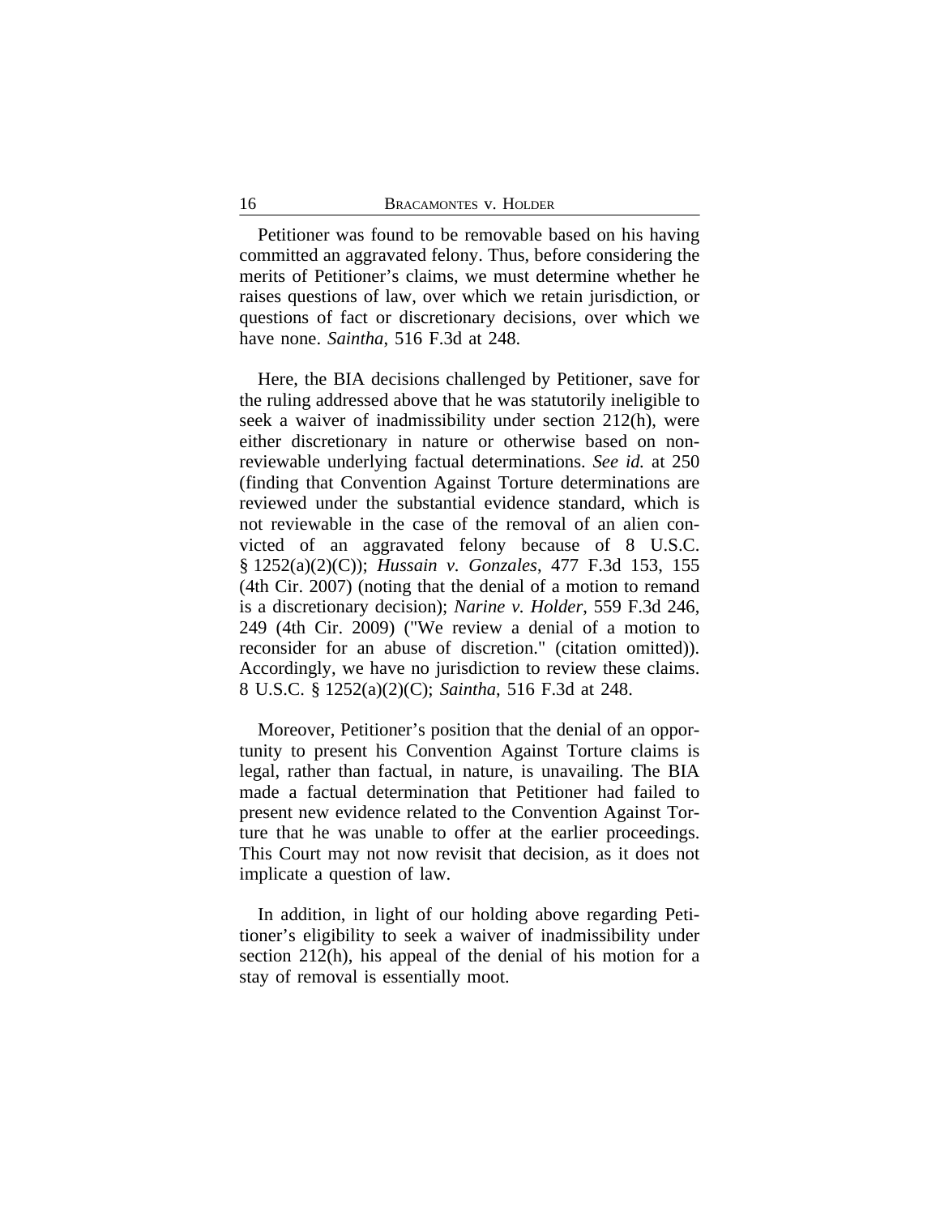Petitioner was found to be removable based on his having committed an aggravated felony. Thus, before considering the merits of Petitioner's claims, we must determine whether he raises questions of law, over which we retain jurisdiction, or questions of fact or discretionary decisions, over which we have none. *Saintha*, 516 F.3d at 248.

Here, the BIA decisions challenged by Petitioner, save for the ruling addressed above that he was statutorily ineligible to seek a waiver of inadmissibility under section 212(h), were either discretionary in nature or otherwise based on non-reviewable underlying factual determinations. *See id.* at 250 (finding that Convention Against Torture determinations are reviewed under the substantial evidence standard, which is not reviewable in the case of the removal of an alien convicted of an aggravated felony because of 8 U.S.C. § 1252(a)(2)(C)); *Hussain v. Gonzales*, 477 F.3d 153, 155 (4th Cir. 2007) (noting that the denial of a motion to remand is a discretionary decision); *Narine v. Holder*, 559 F.3d 246, 249 (4th Cir. 2009) ("We review a denial of a motion to reconsider for an abuse of discretion." (citation omitted)). Accordingly, we have no jurisdiction to review these claims. 8 U.S.C. § 1252(a)(2)(C); *Saintha*, 516 F.3d at 248.

Moreover, Petitioner's position that the denial of an opportunity to present his Convention Against Torture claims is legal, rather than factual, in nature, is unavailing. The BIA made a factual determination that Petitioner had failed to present new evidence related to the Convention Against Torture that he was unable to offer at the earlier proceedings. This Court may not now revisit that decision, as it does not implicate a question of law.

In addition, in light of our holding above regarding Petitioner's eligibility to seek a waiver of inadmissibility under section 212(h), his appeal of the denial of his motion for a stay of removal is essentially moot.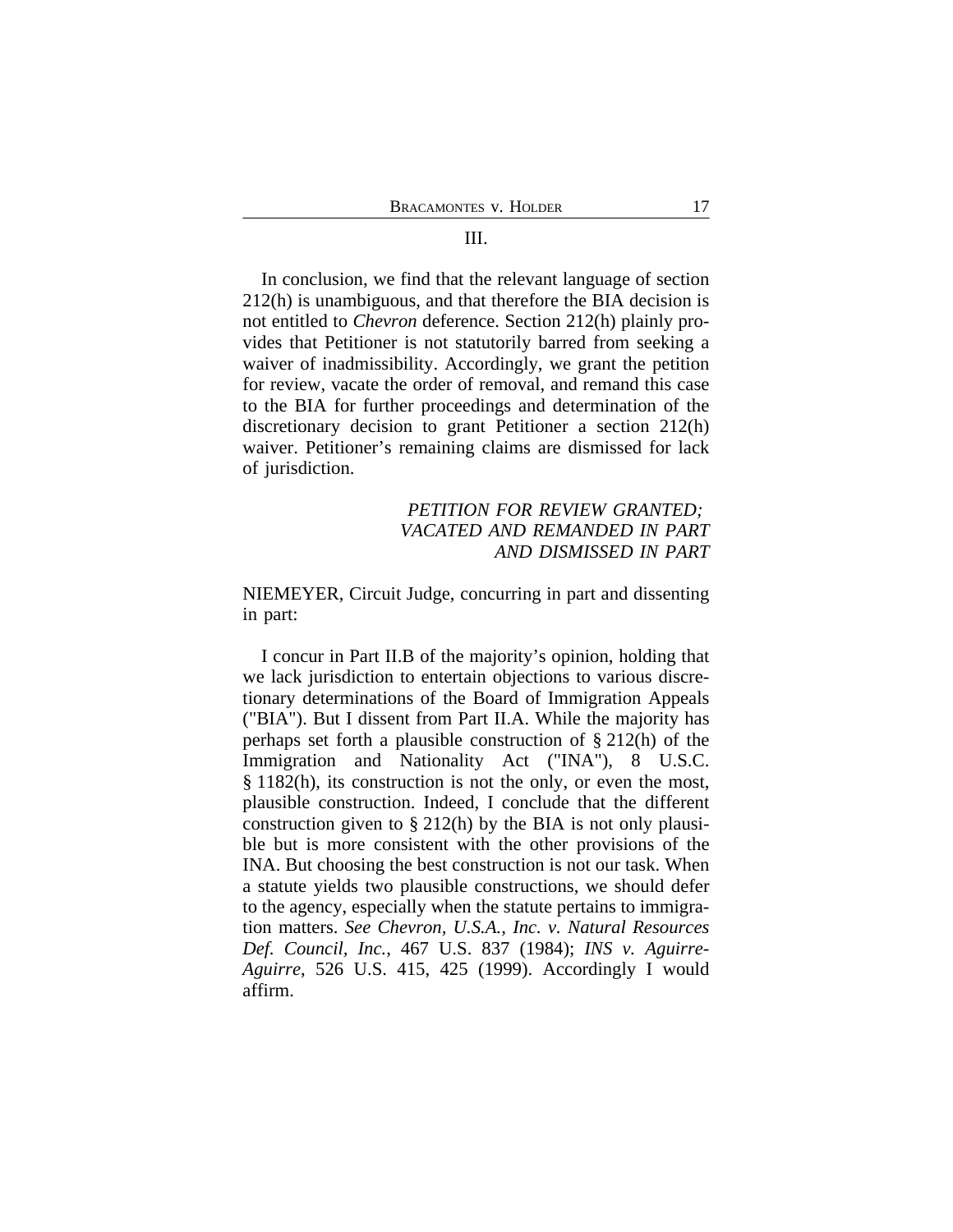## III.

In conclusion, we find that the relevant language of section 212(h) is unambiguous, and that therefore the BIA decision is not entitled to *Chevron* deference. Section 212(h) plainly provides that Petitioner is not statutorily barred from seeking a waiver of inadmissibility. Accordingly, we grant the petition for review, vacate the order of removal, and remand this case to the BIA for further proceedings and determination of the discretionary decision to grant Petitioner a section 212(h) waiver. Petitioner's remaining claims are dismissed for lack of jurisdiction.

*PETITION FOR REVIEW GRANTED; VACATED AND REMANDED IN PART AND DISMISSED IN PART*

NIEMEYER, Circuit Judge, concurring in part and dissenting in part:

I concur in Part II.B of the majority's opinion, holding that we lack jurisdiction to entertain objections to various discretionary determinations of the Board of Immigration Appeals ("BIA"). But I dissent from Part II.A. While the majority has perhaps set forth a plausible construction of § 212(h) of the Immigration and Nationality Act ("INA"), 8 U.S.C. § 1182(h), its construction is not the only, or even the most, plausible construction. Indeed, I conclude that the different construction given to § 212(h) by the BIA is not only plausible but is more consistent with the other provisions of the INA. But choosing the best construction is not our task. When a statute yields two plausible constructions, we should defer to the agency, especially when the statute pertains to immigration matters. *See Chevron, U.S.A., Inc. v. Natural Resources Def. Council, Inc.*, 467 U.S. 837 (1984); *INS v. Aguirre-Aguirre*, 526 U.S. 415, 425 (1999). Accordingly I would affirm.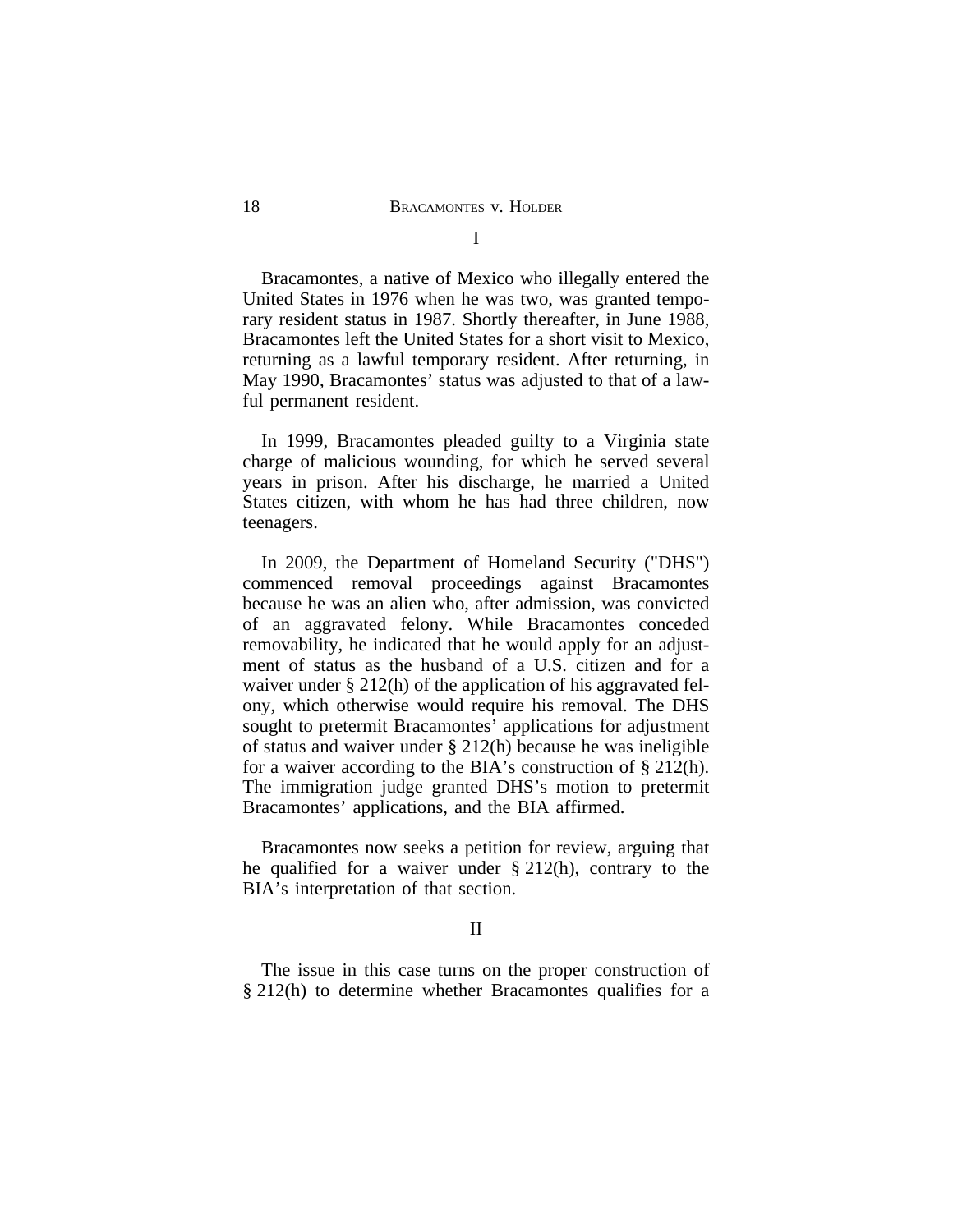I

Bracamontes, a native of Mexico who illegally entered the United States in 1976 when he was two, was granted temporary resident status in 1987. Shortly thereafter, in June 1988, Bracamontes left the United States for a short visit to Mexico, returning as a lawful temporary resident. After returning, in May 1990, Bracamontes' status was adjusted to that of a lawful permanent resident.

In 1999, Bracamontes pleaded guilty to a Virginia state charge of malicious wounding, for which he served several years in prison. After his discharge, he married a United States citizen, with whom he has had three children, now teenagers.

In 2009, the Department of Homeland Security ("DHS") commenced removal proceedings against Bracamontes because he was an alien who, after admission, was convicted of an aggravated felony. While Bracamontes conceded removability, he indicated that he would apply for an adjustment of status as the husband of a U.S. citizen and for a waiver under § 212(h) of the application of his aggravated felony, which otherwise would require his removal. The DHS sought to pretermit Bracamontes' applications for adjustment of status and waiver under § 212(h) because he was ineligible for a waiver according to the BIA's construction of § 212(h). The immigration judge granted DHS's motion to pretermit Bracamontes' applications, and the BIA affirmed.

Bracamontes now seeks a petition for review, arguing that he qualified for a waiver under § 212(h), contrary to the BIA's interpretation of that section.

II

The issue in this case turns on the proper construction of § 212(h) to determine whether Bracamontes qualifies for a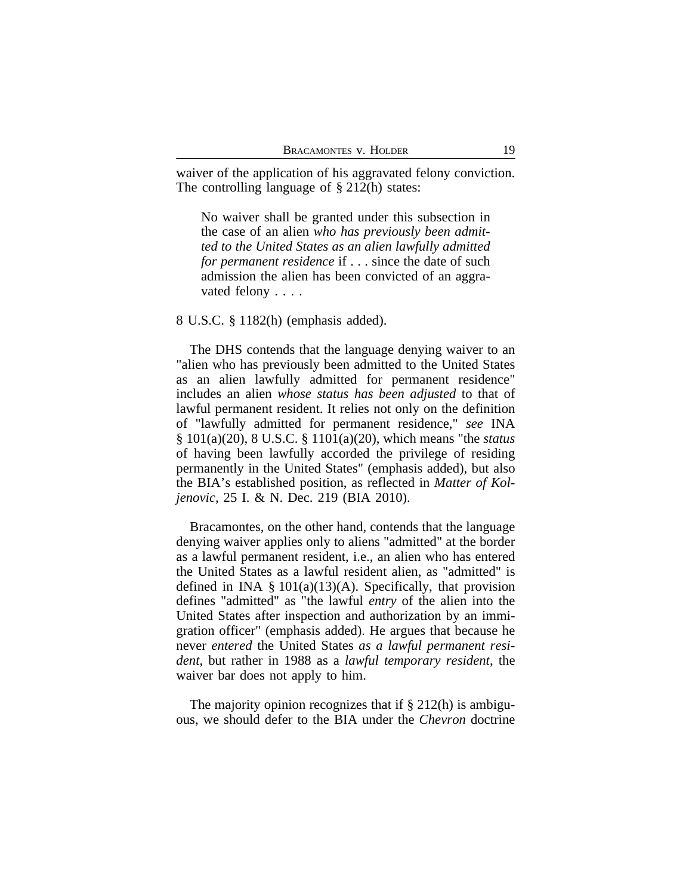waiver of the application of his aggravated felony conviction. The controlling language of § 212(h) states:

> No waiver shall be granted under this subsection in the case of an alien *who has previously been admitted to the United States as an alien lawfully admitted for permanent residence* if . . . since the date of such admission the alien has been convicted of an aggravated felony . . . .

8 U.S.C. § 1182(h) (emphasis added).

The DHS contends that the language denying waiver to an "alien who has previously been admitted to the United States as an alien lawfully admitted for permanent residence" includes an alien *whose status has been adjusted* to that of lawful permanent resident. It relies not only on the definition of "lawfully admitted for permanent residence," *see* INA § 101(a)(20), 8 U.S.C. § 1101(a)(20), which means "the *status* of having been lawfully accorded the privilege of residing permanently in the United States" (emphasis added), but also the BIA's established position, as reflected in *Matter of Koljenovic*, 25 I. & N. Dec. 219 (BIA 2010).

Bracamontes, on the other hand, contends that the language denying waiver applies only to aliens "admitted" at the border as a lawful permanent resident, i.e., an alien who has entered the United States as a lawful resident alien, as "admitted" is defined in INA § 101(a)(13)(A). Specifically, that provision defines "admitted" as "the lawful *entry* of the alien into the United States after inspection and authorization by an immigration officer" (emphasis added). He argues that because he never *entered* the United States *as a lawful permanent resident*, but rather in 1988 as a *lawful temporary resident*, the waiver bar does not apply to him.

The majority opinion recognizes that if § 212(h) is ambiguous, we should defer to the BIA under the *Chevron* doctrine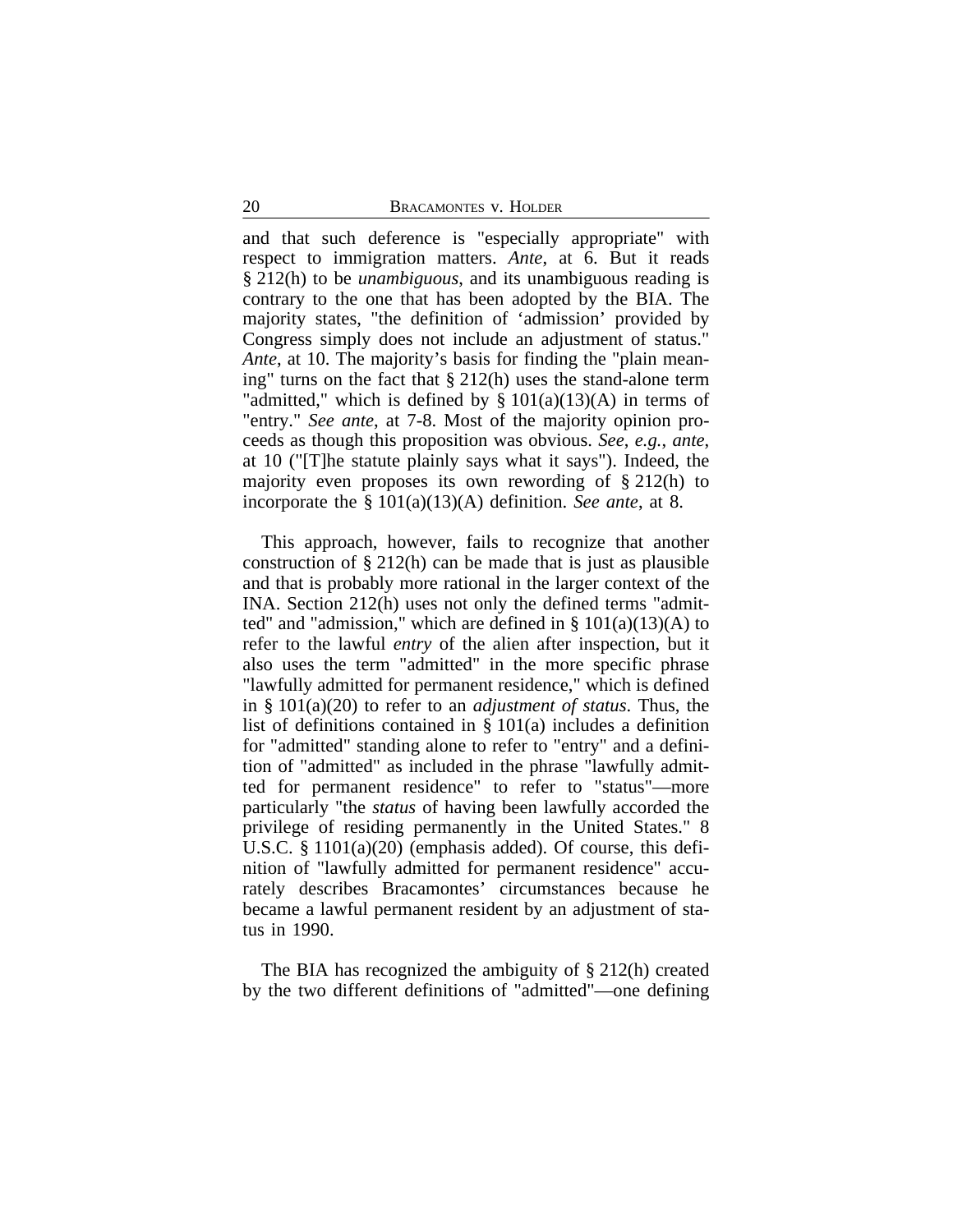and that such deference is "especially appropriate" with respect to immigration matters. *Ante*, at 6. But it reads § 212(h) to be *unambiguous*, and its unambiguous reading is contrary to the one that has been adopted by the BIA. The majority states, "the definition of 'admission' provided by Congress simply does not include an adjustment of status." *Ante*, at 10. The majority's basis for finding the "plain meaning" turns on the fact that § 212(h) uses the stand-alone term "admitted," which is defined by § 101(a)(13)(A) in terms of "entry." *See ante*, at 7-8. Most of the majority opinion proceeds as though this proposition was obvious. *See*, *e.g.*, *ante*, at 10 ("[T]he statute plainly says what it says"). Indeed, the majority even proposes its own rewording of § 212(h) to incorporate the § 101(a)(13)(A) definition. *See ante*, at 8.

This approach, however, fails to recognize that another construction of § 212(h) can be made that is just as plausible and that is probably more rational in the larger context of the INA. Section 212(h) uses not only the defined terms "admitted" and "admission," which are defined in § 101(a)(13)(A) to refer to the lawful *entry* of the alien after inspection, but it also uses the term "admitted" in the more specific phrase "lawfully admitted for permanent residence," which is defined in § 101(a)(20) to refer to an *adjustment of status*. Thus, the list of definitions contained in § 101(a) includes a definition for "admitted" standing alone to refer to "entry" and a definition of "admitted" as included in the phrase "lawfully admitted for permanent residence" to refer to "status"—more particularly "the *status* of having been lawfully accorded the privilege of residing permanently in the United States." 8 U.S.C. § 1101(a)(20) (emphasis added). Of course, this definition of "lawfully admitted for permanent residence" accurately describes Bracamontes' circumstances because he became a lawful permanent resident by an adjustment of status in 1990.

The BIA has recognized the ambiguity of § 212(h) created by the two different definitions of "admitted"—one defining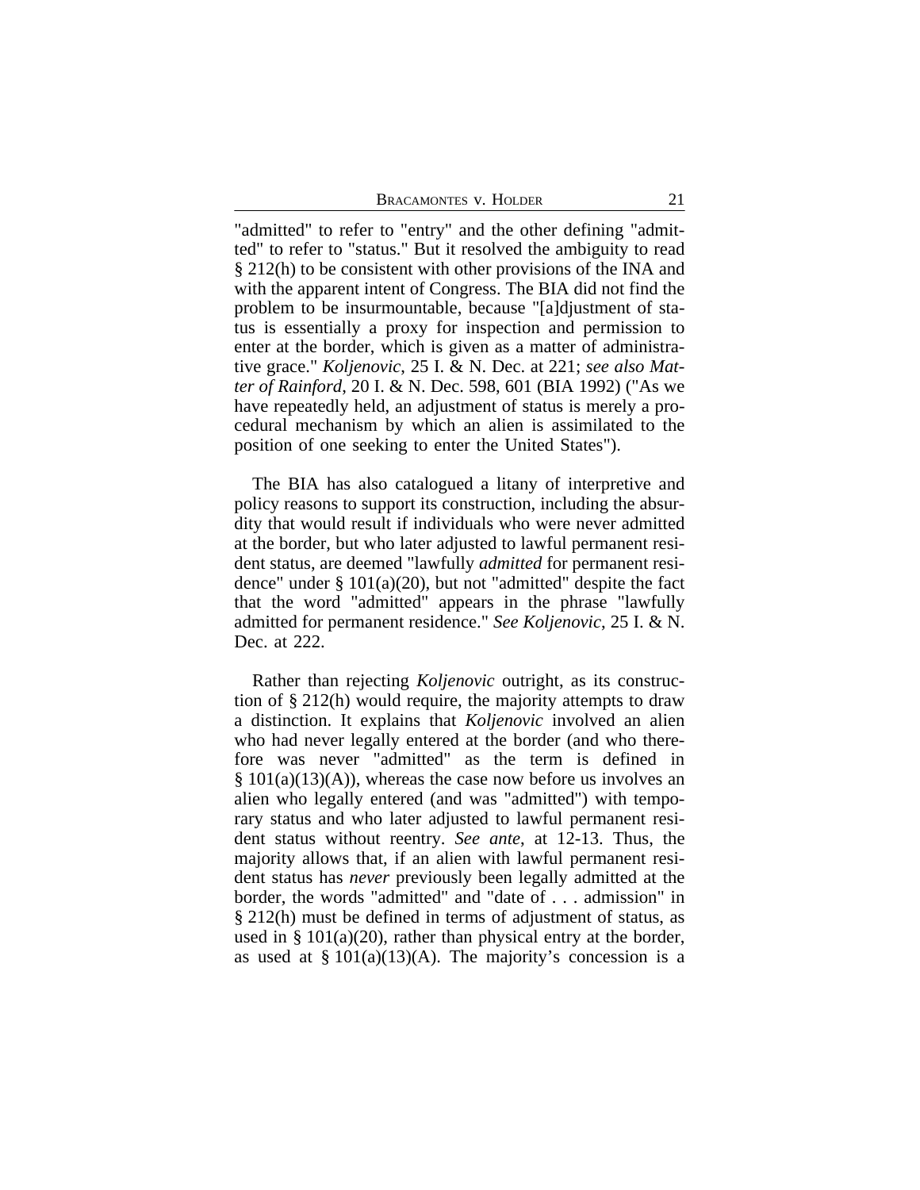"admitted" to refer to "entry" and the other defining "admitted" to refer to "status." But it resolved the ambiguity to read § 212(h) to be consistent with other provisions of the INA and with the apparent intent of Congress. The BIA did not find the problem to be insurmountable, because "[a]djustment of status is essentially a proxy for inspection and permission to enter at the border, which is given as a matter of administrative grace." *Koljenovic*, 25 I. & N. Dec. at 221; *see also Matter of Rainford*, 20 I. & N. Dec. 598, 601 (BIA 1992) ("As we have repeatedly held, an adjustment of status is merely a procedural mechanism by which an alien is assimilated to the position of one seeking to enter the United States").

The BIA has also catalogued a litany of interpretive and policy reasons to support its construction, including the absurdity that would result if individuals who were never admitted at the border, but who later adjusted to lawful permanent resident status, are deemed "lawfully *admitted* for permanent residence" under § 101(a)(20), but not "admitted" despite the fact that the word "admitted" appears in the phrase "lawfully admitted for permanent residence." *See Koljenovic*, 25 I. & N. Dec. at 222.

Rather than rejecting *Koljenovic* outright, as its construction of § 212(h) would require, the majority attempts to draw a distinction. It explains that *Koljenovic* involved an alien who had never legally entered at the border (and who therefore was never "admitted" as the term is defined in § 101(a)(13)(A)), whereas the case now before us involves an alien who legally entered (and was "admitted") with temporary status and who later adjusted to lawful permanent resident status without reentry. *See ante*, at 12-13. Thus, the majority allows that, if an alien with lawful permanent resident status has *never* previously been legally admitted at the border, the words "admitted" and "date of . . . admission" in § 212(h) must be defined in terms of adjustment of status, as used in § 101(a)(20), rather than physical entry at the border, as used at § 101(a)(13)(A). The majority's concession is a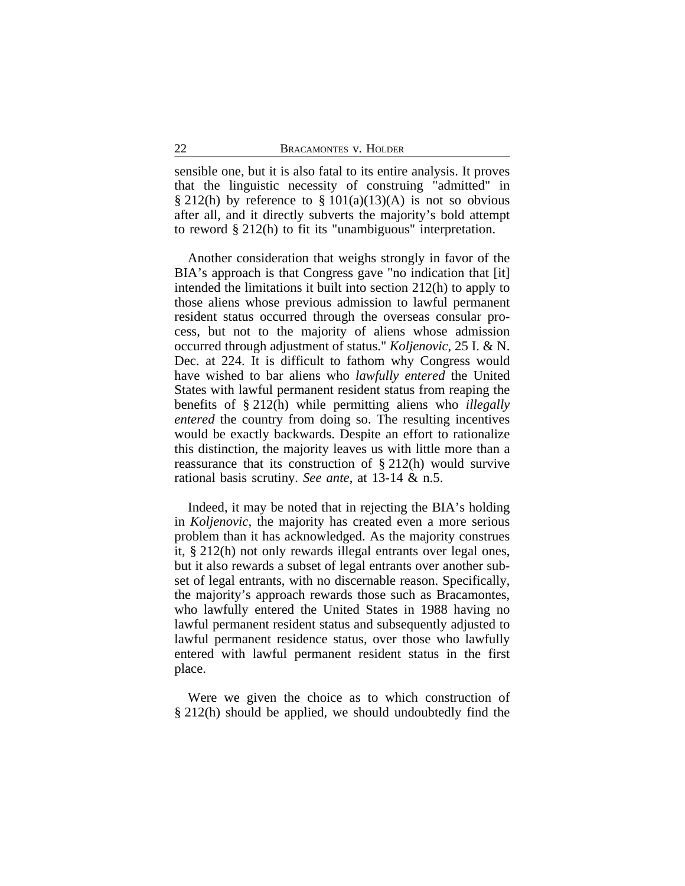sensible one, but it is also fatal to its entire analysis. It proves that the linguistic necessity of construing "admitted" in § 212(h) by reference to § 101(a)(13)(A) is not so obvious after all, and it directly subverts the majority's bold attempt to reword § 212(h) to fit its "unambiguous" interpretation.

Another consideration that weighs strongly in favor of the BIA's approach is that Congress gave "no indication that [it] intended the limitations it built into section 212(h) to apply to those aliens whose previous admission to lawful permanent resident status occurred through the overseas consular process, but not to the majority of aliens whose admission occurred through adjustment of status." *Koljenovic*, 25 I. & N. Dec. at 224. It is difficult to fathom why Congress would have wished to bar aliens who *lawfully entered* the United States with lawful permanent resident status from reaping the benefits of § 212(h) while permitting aliens who *illegally entered* the country from doing so. The resulting incentives would be exactly backwards. Despite an effort to rationalize this distinction, the majority leaves us with little more than a reassurance that its construction of § 212(h) would survive rational basis scrutiny. *See ante*, at 13-14 & n.5.

Indeed, it may be noted that in rejecting the BIA's holding in *Koljenovic*, the majority has created even a more serious problem than it has acknowledged. As the majority construes it, § 212(h) not only rewards illegal entrants over legal ones, but it also rewards a subset of legal entrants over another subset of legal entrants, with no discernable reason. Specifically, the majority's approach rewards those such as Bracamontes, who lawfully entered the United States in 1988 having no lawful permanent resident status and subsequently adjusted to lawful permanent residence status, over those who lawfully entered with lawful permanent resident status in the first place.

Were we given the choice as to which construction of § 212(h) should be applied, we should undoubtedly find the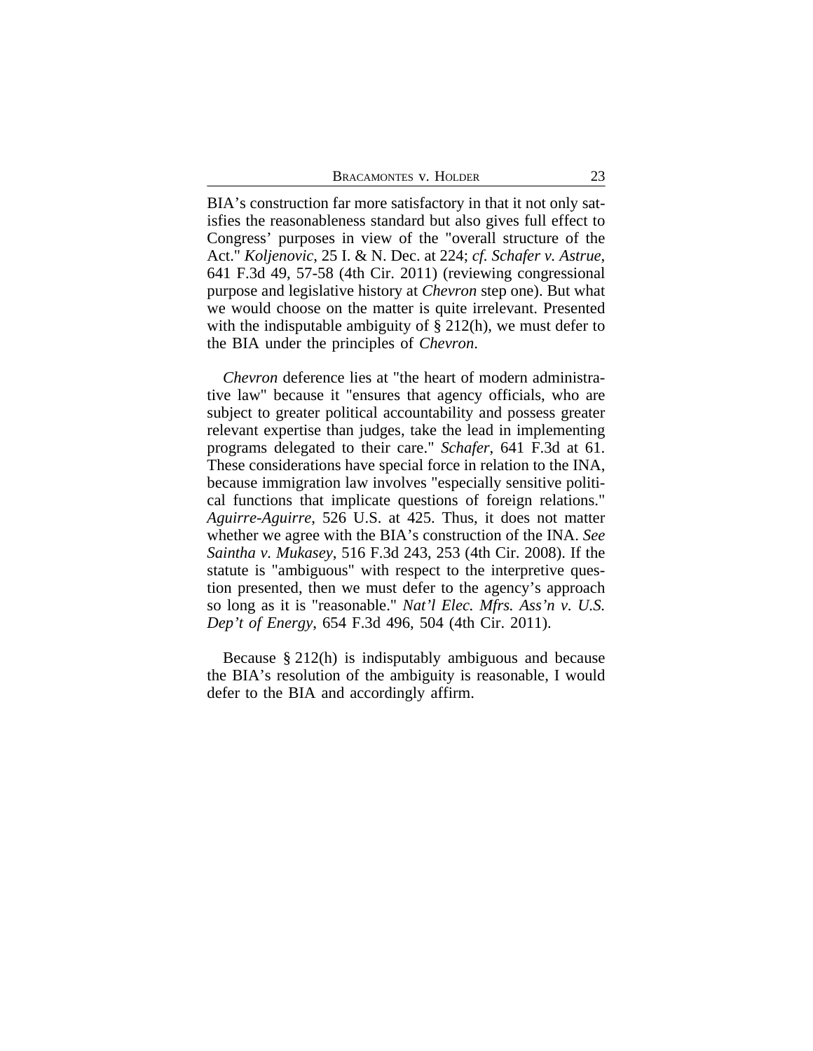BIA's construction far more satisfactory in that it not only satisfies the reasonableness standard but also gives full effect to Congress' purposes in view of the "overall structure of the Act." *Koljenovic*, 25 I. & N. Dec. at 224; *cf. Schafer v. Astrue*, 641 F.3d 49, 57-58 (4th Cir. 2011) (reviewing congressional purpose and legislative history at *Chevron* step one). But what we would choose on the matter is quite irrelevant. Presented with the indisputable ambiguity of § 212(h), we must defer to the BIA under the principles of *Chevron*.

*Chevron* deference lies at "the heart of modern administrative law" because it "ensures that agency officials, who are subject to greater political accountability and possess greater relevant expertise than judges, take the lead in implementing programs delegated to their care." *Schafer*, 641 F.3d at 61. These considerations have special force in relation to the INA, because immigration law involves "especially sensitive political functions that implicate questions of foreign relations." *Aguirre-Aguirre*, 526 U.S. at 425. Thus, it does not matter whether we agree with the BIA's construction of the INA. *See Saintha v. Mukasey*, 516 F.3d 243, 253 (4th Cir. 2008). If the statute is "ambiguous" with respect to the interpretive question presented, then we must defer to the agency's approach so long as it is "reasonable." *Nat'l Elec. Mfrs. Ass'n v. U.S. Dep't of Energy*, 654 F.3d 496, 504 (4th Cir. 2011).

Because § 212(h) is indisputably ambiguous and because the BIA's resolution of the ambiguity is reasonable, I would defer to the BIA and accordingly affirm.